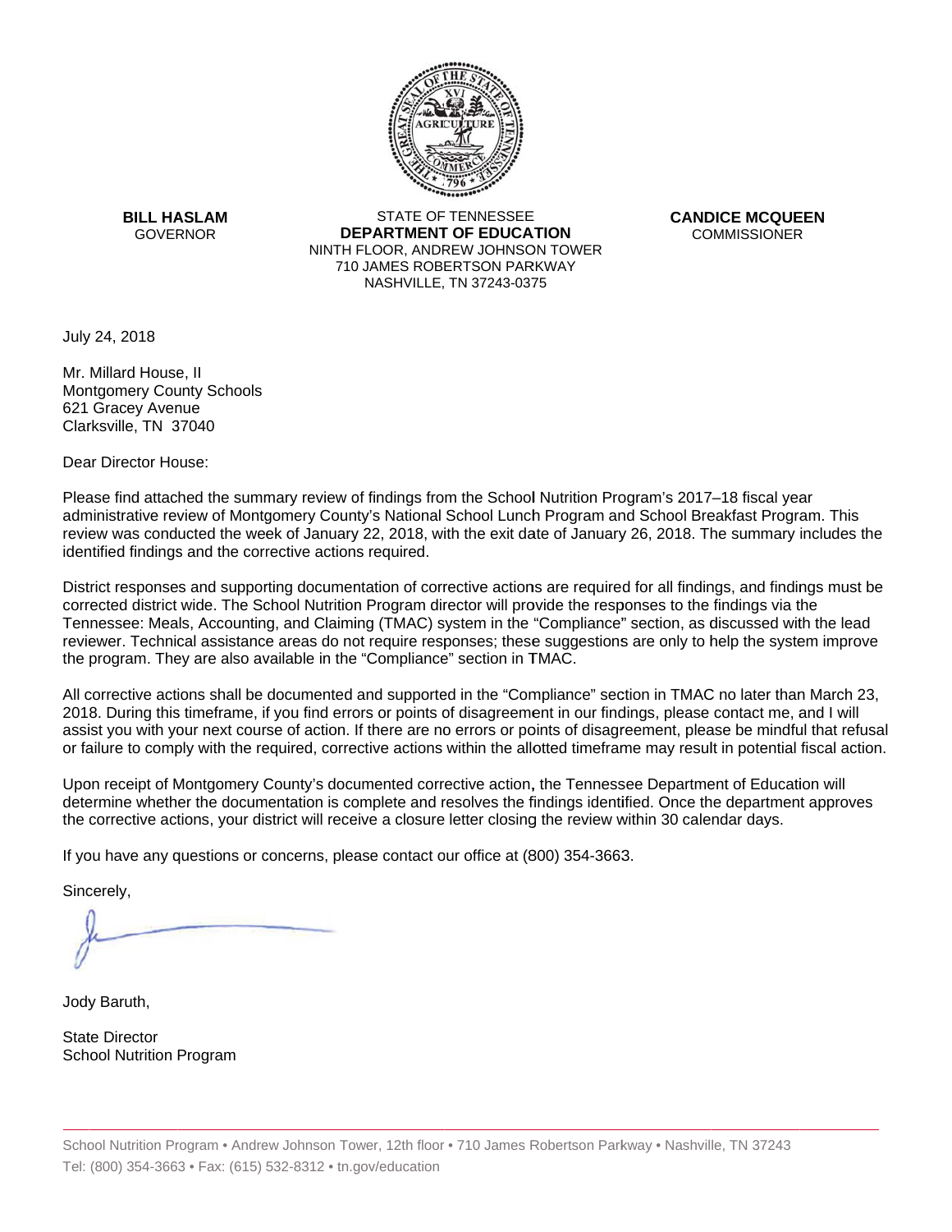**BILL HASLAM**
GOVERNOR

STATE OF TENNESSEE
**DEPARTMENT OF EDUCATION**
NINTH FLOOR, ANDREW JOHNSON TOWER
710 JAMES ROBERTSON PARKWAY
NASHVILLE, TN 37243-0375

**CANDICE MCQUEEN**
COMMISSIONER

July 24, 2018

Mr. Millard House, II
Montgomery County Schools
621 Gracey Avenue
Clarksville, TN 37040

Dear Director House:

Please find attached the summary review of findings from the School Nutrition Program's 2017–18 fiscal year administrative review of Montgomery County's National School Lunch Program and School Breakfast Program. This review was conducted the week of January 22, 2018, with the exit date of January 26, 2018. The summary includes the identified findings and the corrective actions required.

District responses and supporting documentation of corrective actions are required for all findings, and findings must be corrected district wide. The School Nutrition Program director will provide the responses to the findings via the Tennessee: Meals, Accounting, and Claiming (TMAC) system in the "Compliance" section, as discussed with the lead reviewer. Technical assistance areas do not require responses; these suggestions are only to help the system improve the program. They are also available in the "Compliance" section in TMAC.

All corrective actions shall be documented and supported in the "Compliance" section in TMAC no later than March 23, 2018. During this timeframe, if you find errors or points of disagreement in our findings, please contact me, and I will assist you with your next course of action. If there are no errors or points of disagreement, please be mindful that refusal or failure to comply with the required, corrective actions within the allotted timeframe may result in potential fiscal action.

Upon receipt of Montgomery County's documented corrective action**,** the Tennessee Department of Education will determine whether the documentation is complete and resolves the findings identified. Once the department approves the corrective actions, your district will receive a closure letter closing the review within 30 calendar days.

If you have any questions or concerns, please contact our office at (800) 354-3663.

Sincerely,

Jody Baruth,

State Director
School Nutrition Program

School Nutrition Program • Andrew Johnson Tower, 12th floor • 710 James Robertson Parkway • Nashville, TN 37243
Tel: (800) 354-3663 • Fax: (615) 532-8312 • tn.gov/education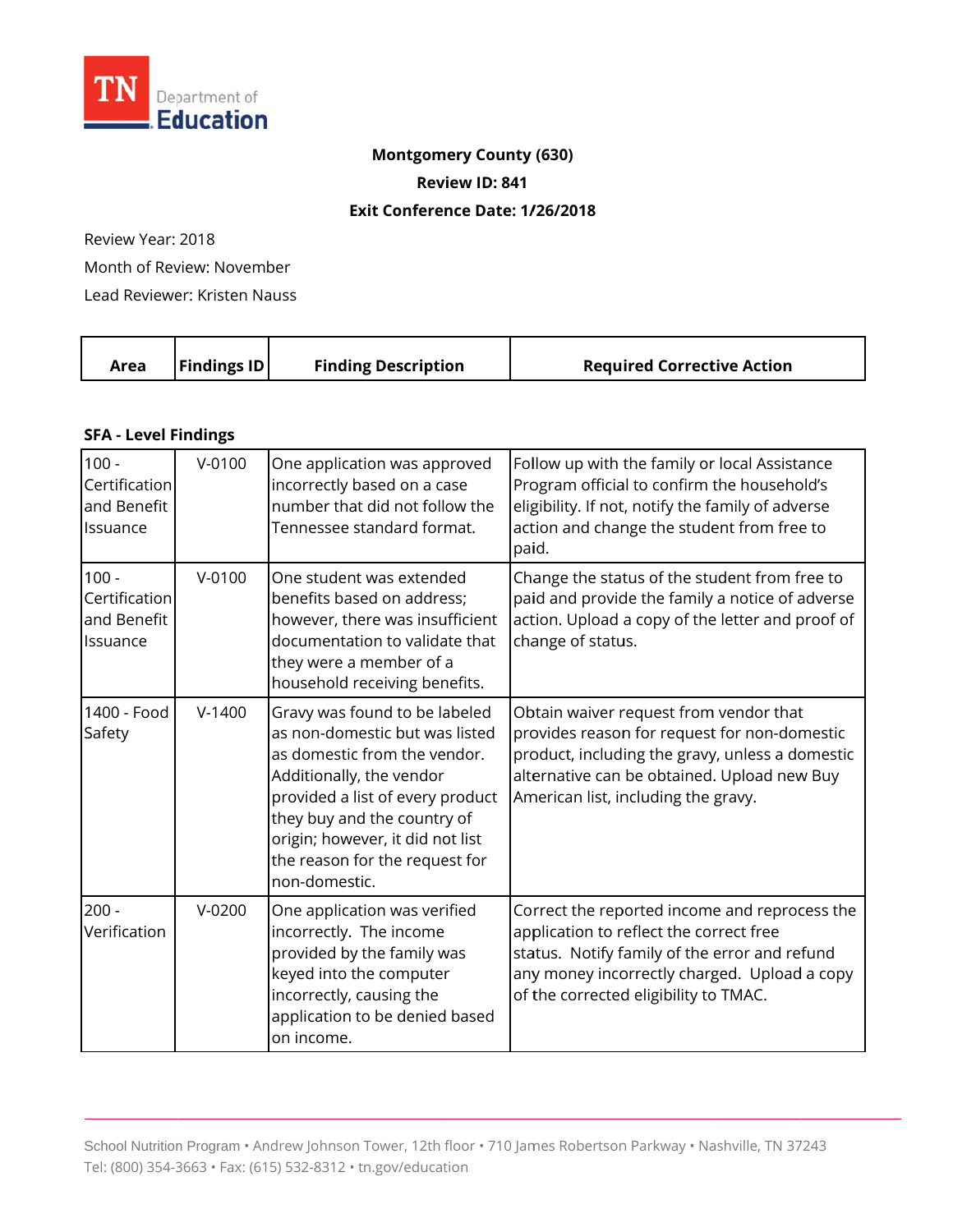TN Department of Education

**Montgomery County (630)**

**Review ID: 841**

**Exit Conference Date: 1/26/2018**

Review Year: 2018

Month of Review: November

Lead Reviewer: Kristen Nauss

| Area | Findings ID | Finding Description | Required Corrective Action |
|---|---|---|---|
| **SFA - Level Findings** | | | |
| 100 - Certification and Benefit Issuance | V-0100 | One application was approved incorrectly based on a case number that did not follow the Tennessee standard format. | Follow up with the family or local Assistance Program official to confirm the household's eligibility. If not, notify the family of adverse action and change the student from free to paid. |
| 100 - Certification and Benefit Issuance | V-0100 | One student was extended benefits based on address; however, there was insufficient documentation to validate that they were a member of a household receiving benefits. | Change the status of the student from free to paid and provide the family a notice of adverse action. Upload a copy of the letter and proof of change of status. |
| 1400 - Food Safety | V-1400 | Gravy was found to be labeled as non-domestic but was listed as domestic from the vendor. Additionally, the vendor provided a list of every product they buy and the country of origin; however, it did not list the reason for the request for non-domestic. | Obtain waiver request from vendor that provides reason for request for non-domestic product, including the gravy, unless a domestic alternative can be obtained. Upload new Buy American list, including the gravy. |
| 200 - Verification | V-0200 | One application was verified incorrectly. The income provided by the family was keyed into the computer incorrectly, causing the application to be denied based on income. | Correct the reported income and reprocess the application to reflect the correct free status. Notify family of the error and refund any money incorrectly charged. Upload a copy of the corrected eligibility to TMAC. |

School Nutrition Program • Andrew Johnson Tower, 12th floor • 710 James Robertson Parkway • Nashville, TN 37243
Tel: (800) 354-3663 • Fax: (615) 532-8312 • tn.gov/education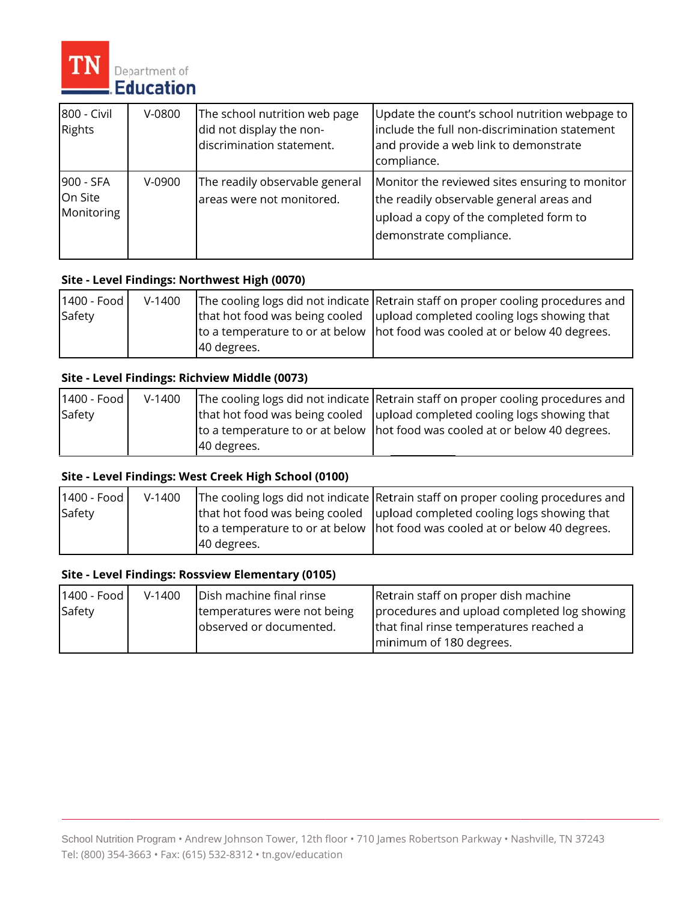| | | | |
|---|---|---|---|
| 800 - Civil Rights | V-0800 | The school nutrition web page did not display the non-discrimination statement. | Update the count's school nutrition webpage to include the full non-discrimination statement and provide a web link to demonstrate compliance. |
| 900 - SFA On Site Monitoring | V-0900 | The readily observable general areas were not monitored. | Monitor the reviewed sites ensuring to monitor the readily observable general areas and upload a copy of the completed form to demonstrate compliance. |

**Site - Level Findings: Northwest High (0070)**

| | | | |
|---|---|---|---|
| 1400 - Food Safety | V-1400 | The cooling logs did not indicate that hot food was being cooled to a temperature to or at below 40 degrees. | Retrain staff on proper cooling procedures and upload completed cooling logs showing that hot food was cooled at or below 40 degrees. |

**Site - Level Findings: Richview Middle (0073)**

| | | | |
|---|---|---|---|
| 1400 - Food Safety | V-1400 | The cooling logs did not indicate that hot food was being cooled to a temperature to or at below 40 degrees. | Retrain staff on proper cooling procedures and upload completed cooling logs showing that hot food was cooled at or below 40 degrees. |

**Site - Level Findings: West Creek High School (0100)**

| | | | |
|---|---|---|---|
| 1400 - Food Safety | V-1400 | The cooling logs did not indicate that hot food was being cooled to a temperature to or at below 40 degrees. | Retrain staff on proper cooling procedures and upload completed cooling logs showing that hot food was cooled at or below 40 degrees. |

**Site - Level Findings: Rossview Elementary (0105)**

| | | | |
|---|---|---|---|
| 1400 - Food Safety | V-1400 | Dish machine final rinse temperatures were not being observed or documented. | Retrain staff on proper dish machine procedures and upload completed log showing that final rinse temperatures reached a minimum of 180 degrees. |